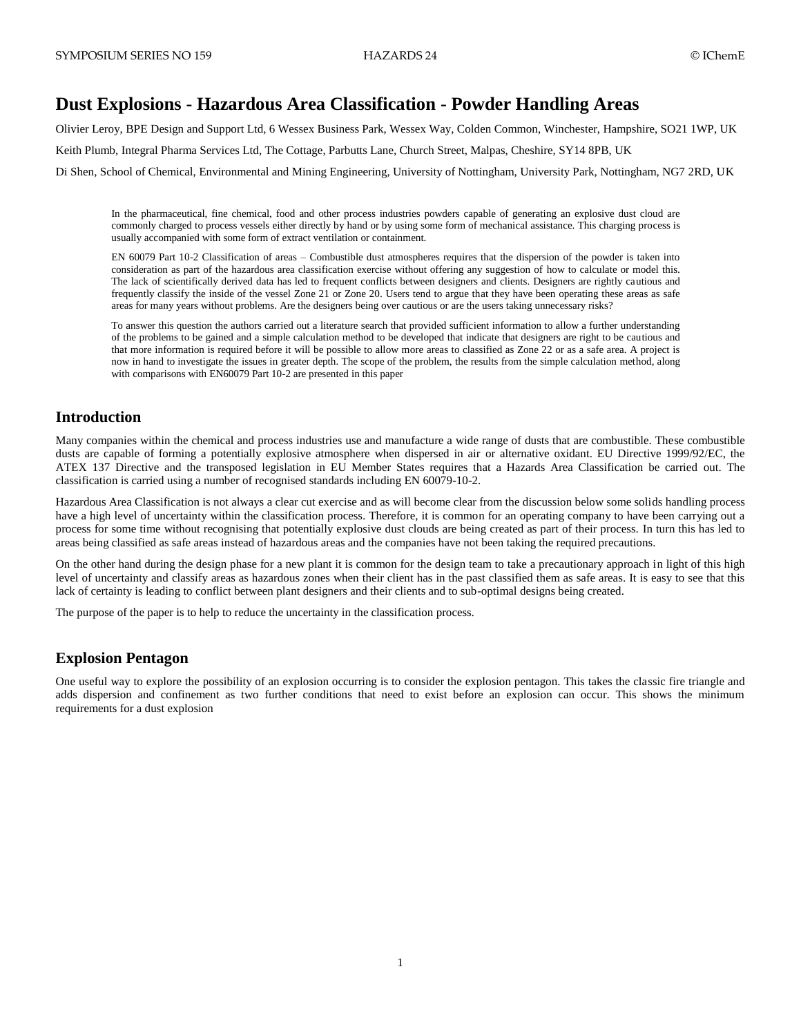# Dust Explosions - Hazardous Area Classification - Powder Handling Areas

Olivier Leroy, BPE Design and Support Ltd, 6 Wessex Business Park, Wessex Way, Colden Common, Winchester, Hampshire, SO21 1WP, UK

Keith Plumb, Integral Pharma Services Ltd, The Cottage, Parbutts Lane, Church Street, Malpas, Cheshire, SY14 8PB, UK

Di Shen, School of Chemical, Environmental and Mining Engineering, University of Nottingham, University Park, Nottingham, NG7 2RD, UK

In the pharmaceutical, fine chemical, food and other process industries powders capable of generating an explosive dust cloud are commonly charged to process vessels either directly by hand or by using some form of mechanical assistance. This charging process is usually accompanied with some form of extract ventilation or containment.

EN 60079 Part 10-2 Classification of areas – Combustible dust atmospheres requires that the dispersion of the powder is taken into consideration as part of the hazardous area classification exercise without offering any suggestion of how to calculate or model this. The lack of scientifically derived data has led to frequent conflicts between designers and clients. Designers are rightly cautious and frequently classify the inside of the vessel Zone 21 or Zone 20. Users tend to argue that they have been operating these areas as safe areas for many years without problems. Are the designers being over cautious or are the users taking unnecessary risks?

To answer this question the authors carried out a literature search that provided sufficient information to allow a further understanding of the problems to be gained and a simple calculation method to be developed that indicate that designers are right to be cautious and that more information is required before it will be possible to allow more areas to classified as Zone 22 or as a safe area. A project is now in hand to investigate the issues in greater depth. The scope of the problem, the results from the simple calculation method, along with comparisons with EN60079 Part 10-2 are presented in this paper

## Introduction

Many companies within the chemical and process industries use and manufacture a wide range of dusts that are combustible. These combustible dusts are capable of forming a potentially explosive atmosphere when dispersed in air or alternative oxidant. EU Directive 1999/92/EC, the ATEX 137 Directive and the transposed legislation in EU Member States requires that a Hazards Area Classification be carried out. The classification is carried using a number of recognised standards including EN 60079-10-2.

Hazardous Area Classification is not always a clear cut exercise and as will become clear from the discussion below some solids handling process have a high level of uncertainty within the classification process. Therefore, it is common for an operating company to have been carrying out a process for some time without recognising that potentially explosive dust clouds are being created as part of their process. In turn this has led to areas being classified as safe areas instead of hazardous areas and the companies have not been taking the required precautions.

On the other hand during the design phase for a new plant it is common for the design team to take a precautionary approach in light of this high level of uncertainty and classify areas as hazardous zones when their client has in the past classified them as safe areas. It is easy to see that this lack of certainty is leading to conflict between plant designers and their clients and to sub-optimal designs being created.

The purpose of the paper is to help to reduce the uncertainty in the classification process.

## Explosion Pentagon

One useful way to explore the possibility of an explosion occurring is to consider the explosion pentagon. This takes the classic fire triangle and adds dispersion and confinement as two further conditions that need to exist before an explosion can occur. This shows the minimum requirements for a dust explosion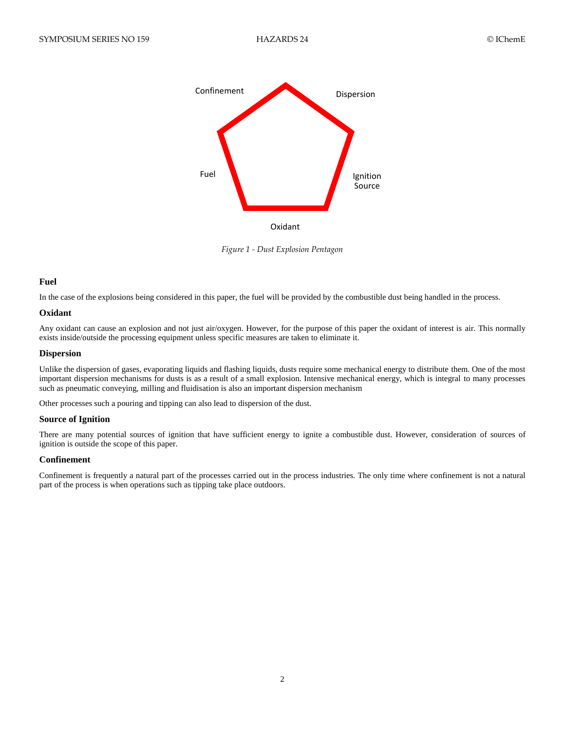Confinement

Dispersion

Fuel

Ignition Source

Oxidant

*Figure 1 - Dust Explosion Pentagon*

### Fuel

In the case of the explosions being considered in this paper, the fuel will be provided by the combustible dust being handled in the process.

### Oxidant

Any oxidant can cause an explosion and not just air/oxygen. However, for the purpose of this paper the oxidant of interest is air. This normally exists inside/outside the processing equipment unless specific measures are taken to eliminate it.

### Dispersion

Unlike the dispersion of gases, evaporating liquids and flashing liquids, dusts require some mechanical energy to distribute them. One of the most important dispersion mechanisms for dusts is as a result of a small explosion. Intensive mechanical energy, which is integral to many processes such as pneumatic conveying, milling and fluidisation is also an important dispersion mechanism

Other processes such a pouring and tipping can also lead to dispersion of the dust.

### Source of Ignition

There are many potential sources of ignition that have sufficient energy to ignite a combustible dust. However, consideration of sources of ignition is outside the scope of this paper.

### Confinement

Confinement is frequently a natural part of the processes carried out in the process industries. The only time where confinement is not a natural part of the process is when operations such as tipping take place outdoors.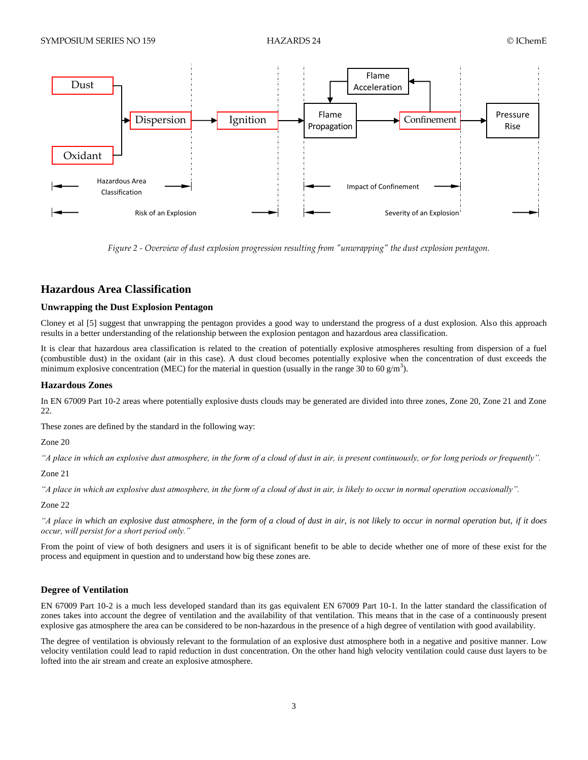Figure 2 - Overview of dust explosion progression resulting from "unwrapping" the dust explosion pentagon.

## Hazardous Area Classification

### Unwrapping the Dust Explosion Pentagon

Cloney et al [5] suggest that unwrapping the pentagon provides a good way to understand the progress of a dust explosion. Also this approach results in a better understanding of the relationship between the explosion pentagon and hazardous area classification.

It is clear that hazardous area classification is related to the creation of potentially explosive atmospheres resulting from dispersion of a fuel (combustible dust) in the oxidant (air in this case). A dust cloud becomes potentially explosive when the concentration of dust exceeds the minimum explosive concentration (MEC) for the material in question (usually in the range 30 to 60 g/m$^3$).

### Hazardous Zones

In EN 67009 Part 10-2 areas where potentially explosive dusts clouds may be generated are divided into three zones, Zone 20, Zone 21 and Zone 22.

These zones are defined by the standard in the following way:

Zone 20

*"A place in which an explosive dust atmosphere, in the form of a cloud of dust in air, is present continuously, or for long periods or frequently".*

Zone 21

*"A place in which an explosive dust atmosphere, in the form of a cloud of dust in air, is likely to occur in normal operation occasionally".*

Zone 22

*"A place in which an explosive dust atmosphere, in the form of a cloud of dust in air, is not likely to occur in normal operation but, if it does occur, will persist for a short period only."*

From the point of view of both designers and users it is of significant benefit to be able to decide whether one of more of these exist for the process and equipment in question and to understand how big these zones are.

### Degree of Ventilation

EN 67009 Part 10-2 is a much less developed standard than its gas equivalent EN 67009 Part 10-1. In the latter standard the classification of zones takes into account the degree of ventilation and the availability of that ventilation. This means that in the case of a continuously present explosive gas atmosphere the area can be considered to be non-hazardous in the presence of a high degree of ventilation with good availability.

The degree of ventilation is obviously relevant to the formulation of an explosive dust atmosphere both in a negative and positive manner. Low velocity ventilation could lead to rapid reduction in dust concentration. On the other hand high velocity ventilation could cause dust layers to be lofted into the air stream and create an explosive atmosphere.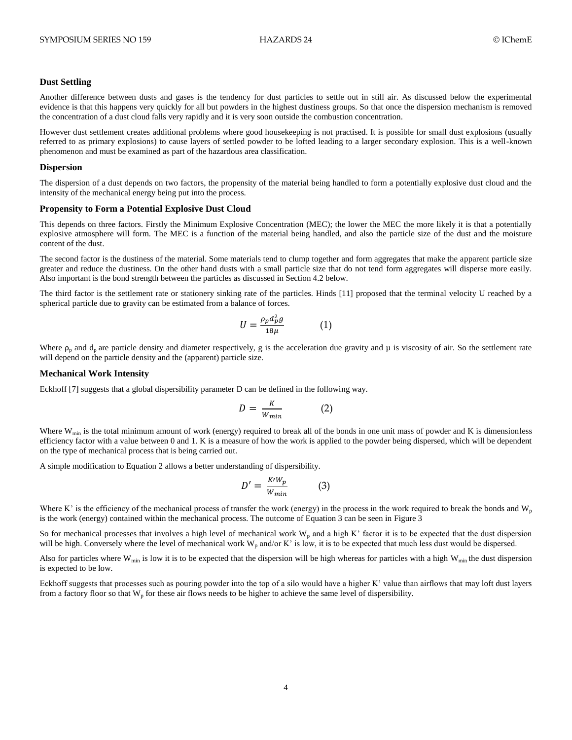### Dust Settling

Another difference between dusts and gases is the tendency for dust particles to settle out in still air. As discussed below the experimental evidence is that this happens very quickly for all but powders in the highest dustiness groups. So that once the dispersion mechanism is removed the concentration of a dust cloud falls very rapidly and it is very soon outside the combustion concentration.

However dust settlement creates additional problems where good housekeeping is not practised. It is possible for small dust explosions (usually referred to as primary explosions) to cause layers of settled powder to be lofted leading to a larger secondary explosion. This is a well-known phenomenon and must be examined as part of the hazardous area classification.

### Dispersion

The dispersion of a dust depends on two factors, the propensity of the material being handled to form a potentially explosive dust cloud and the intensity of the mechanical energy being put into the process.

### Propensity to Form a Potential Explosive Dust Cloud

This depends on three factors. Firstly the Minimum Explosive Concentration (MEC); the lower the MEC the more likely it is that a potentially explosive atmosphere will form. The MEC is a function of the material being handled, and also the particle size of the dust and the moisture content of the dust.

The second factor is the dustiness of the material. Some materials tend to clump together and form aggregates that make the apparent particle size greater and reduce the dustiness. On the other hand dusts with a small particle size that do not tend form aggregates will disperse more easily. Also important is the bond strength between the particles as discussed in Section 4.2 below.

The third factor is the settlement rate or stationery sinking rate of the particles. Hinds [11] proposed that the terminal velocity U reached by a spherical particle due to gravity can be estimated from a balance of forces.

$$U = \frac{\rho_p d_p^2 g}{18\mu} \qquad (1)$$

Where $\rho_p$ and $d_p$ are particle density and diameter respectively, g is the acceleration due gravity and $\mu$ is viscosity of air. So the settlement rate will depend on the particle density and the (apparent) particle size.

### Mechanical Work Intensity

Eckhoff [7] suggests that a global dispersibility parameter D can be defined in the following way.

$$D = \frac{K}{W_{min}} \qquad (2)$$

Where $W_{min}$ is the total minimum amount of work (energy) required to break all of the bonds in one unit mass of powder and K is dimensionless efficiency factor with a value between 0 and 1. K is a measure of how the work is applied to the powder being dispersed, which will be dependent on the type of mechanical process that is being carried out.

A simple modification to Equation 2 allows a better understanding of dispersibility.

$$D' = \frac{K' W_p}{W_{min}} \qquad (3)$$

Where K' is the efficiency of the mechanical process of transfer the work (energy) in the process in the work required to break the bonds and $W_p$ is the work (energy) contained within the mechanical process. The outcome of Equation 3 can be seen in Figure 3

So for mechanical processes that involves a high level of mechanical work $W_p$ and a high K' factor it is to be expected that the dust dispersion will be high. Conversely where the level of mechanical work $W_p$ and/or K' is low, it is to be expected that much less dust would be dispersed.

Also for particles where $W_{min}$ is low it is to be expected that the dispersion will be high whereas for particles with a high $W_{min}$ the dust dispersion is expected to be low.

Eckhoff suggests that processes such as pouring powder into the top of a silo would have a higher K' value than airflows that may loft dust layers from a factory floor so that $W_p$ for these air flows needs to be higher to achieve the same level of dispersibility.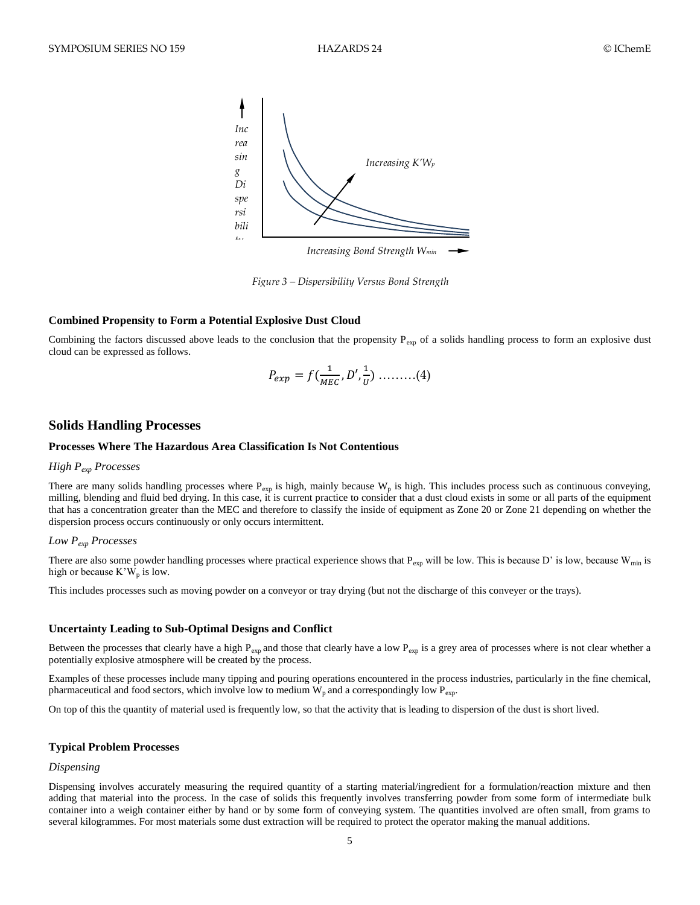Figure 3 – Dispersibility Versus Bond Strength

### Combined Propensity to Form a Potential Explosive Dust Cloud

Combining the factors discussed above leads to the conclusion that the propensity $P_{exp}$ of a solids handling process to form an explosive dust cloud can be expressed as follows.

$$P_{exp} = f(\frac{1}{MEC}, D', \frac{1}{U}) \text{ .........(4)}$$

## Solids Handling Processes

### Processes Where The Hazardous Area Classification Is Not Contentious

*High $P_{exp}$ Processes*

There are many solids handling processes where $P_{exp}$ is high, mainly because $W_p$ is high. This includes process such as continuous conveying, milling, blending and fluid bed drying. In this case, it is current practice to consider that a dust cloud exists in some or all parts of the equipment that has a concentration greater than the MEC and therefore to classify the inside of equipment as Zone 20 or Zone 21 depending on whether the dispersion process occurs continuously or only occurs intermittent.

*Low $P_{exp}$ Processes*

There are also some powder handling processes where practical experience shows that $P_{exp}$ will be low. This is because D' is low, because $W_{min}$ is high or because $K'W_p$ is low.

This includes processes such as moving powder on a conveyor or tray drying (but not the discharge of this conveyer or the trays).

### Uncertainty Leading to Sub-Optimal Designs and Conflict

Between the processes that clearly have a high $P_{exp}$ and those that clearly have a low $P_{exp}$ is a grey area of processes where is not clear whether a potentially explosive atmosphere will be created by the process.

Examples of these processes include many tipping and pouring operations encountered in the process industries, particularly in the fine chemical, pharmaceutical and food sectors, which involve low to medium $W_p$ and a correspondingly low $P_{exp}$.

On top of this the quantity of material used is frequently low, so that the activity that is leading to dispersion of the dust is short lived.

### Typical Problem Processes

*Dispensing*

Dispensing involves accurately measuring the required quantity of a starting material/ingredient for a formulation/reaction mixture and then adding that material into the process. In the case of solids this frequently involves transferring powder from some form of intermediate bulk container into a weigh container either by hand or by some form of conveying system. The quantities involved are often small, from grams to several kilogrammes. For most materials some dust extraction will be required to protect the operator making the manual additions.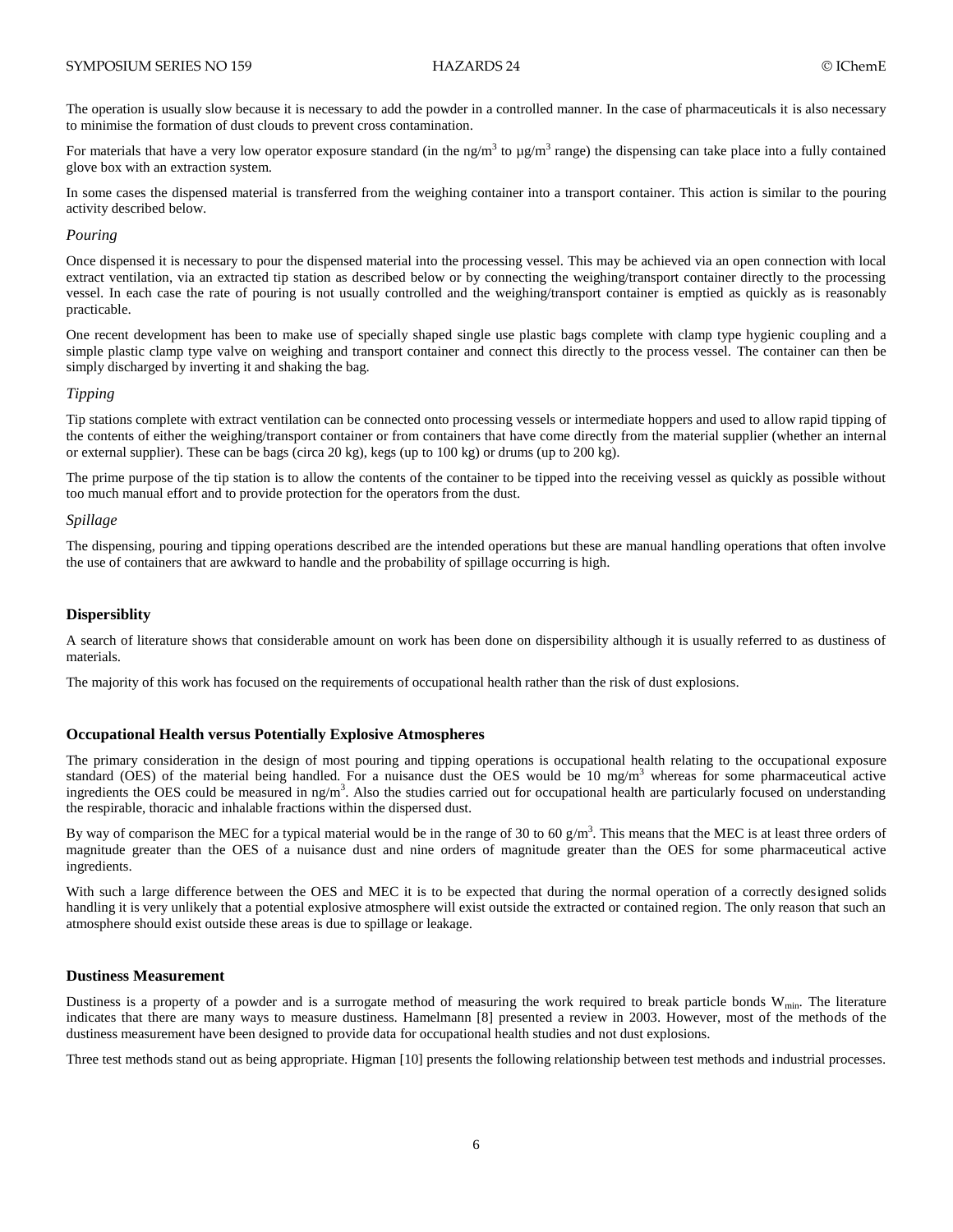The operation is usually slow because it is necessary to add the powder in a controlled manner. In the case of pharmaceuticals it is also necessary to minimise the formation of dust clouds to prevent cross contamination.

For materials that have a very low operator exposure standard (in the $ng/m^3$ to $\mu g/m^3$ range) the dispensing can take place into a fully contained glove box with an extraction system.

In some cases the dispensed material is transferred from the weighing container into a transport container. This action is similar to the pouring activity described below.

*Pouring*

Once dispensed it is necessary to pour the dispensed material into the processing vessel. This may be achieved via an open connection with local extract ventilation, via an extracted tip station as described below or by connecting the weighing/transport container directly to the processing vessel. In each case the rate of pouring is not usually controlled and the weighing/transport container is emptied as quickly as is reasonably practicable.

One recent development has been to make use of specially shaped single use plastic bags complete with clamp type hygienic coupling and a simple plastic clamp type valve on weighing and transport container and connect this directly to the process vessel. The container can then be simply discharged by inverting it and shaking the bag.

*Tipping*

Tip stations complete with extract ventilation can be connected onto processing vessels or intermediate hoppers and used to allow rapid tipping of the contents of either the weighing/transport container or from containers that have come directly from the material supplier (whether an internal or external supplier). These can be bags (circa 20 kg), kegs (up to 100 kg) or drums (up to 200 kg).

The prime purpose of the tip station is to allow the contents of the container to be tipped into the receiving vessel as quickly as possible without too much manual effort and to provide protection for the operators from the dust.

*Spillage*

The dispensing, pouring and tipping operations described are the intended operations but these are manual handling operations that often involve the use of containers that are awkward to handle and the probability of spillage occurring is high.

### Dispersiblity

A search of literature shows that considerable amount on work has been done on dispersibility although it is usually referred to as dustiness of materials.

The majority of this work has focused on the requirements of occupational health rather than the risk of dust explosions.

### Occupational Health versus Potentially Explosive Atmospheres

The primary consideration in the design of most pouring and tipping operations is occupational health relating to the occupational exposure standard (OES) of the material being handled. For a nuisance dust the OES would be 10 $mg/m^3$ whereas for some pharmaceutical active ingredients the OES could be measured in $ng/m^3$. Also the studies carried out for occupational health are particularly focused on understanding the respirable, thoracic and inhalable fractions within the dispersed dust.

By way of comparison the MEC for a typical material would be in the range of 30 to 60 $g/m^3$. This means that the MEC is at least three orders of magnitude greater than the OES of a nuisance dust and nine orders of magnitude greater than the OES for some pharmaceutical active ingredients.

With such a large difference between the OES and MEC it is to be expected that during the normal operation of a correctly designed solids handling it is very unlikely that a potential explosive atmosphere will exist outside the extracted or contained region. The only reason that such an atmosphere should exist outside these areas is due to spillage or leakage.

### Dustiness Measurement

Dustiness is a property of a powder and is a surrogate method of measuring the work required to break particle bonds $W_{min}$. The literature indicates that there are many ways to measure dustiness. Hamelmann [8] presented a review in 2003. However, most of the methods of the dustiness measurement have been designed to provide data for occupational health studies and not dust explosions.

Three test methods stand out as being appropriate. Higman [10] presents the following relationship between test methods and industrial processes.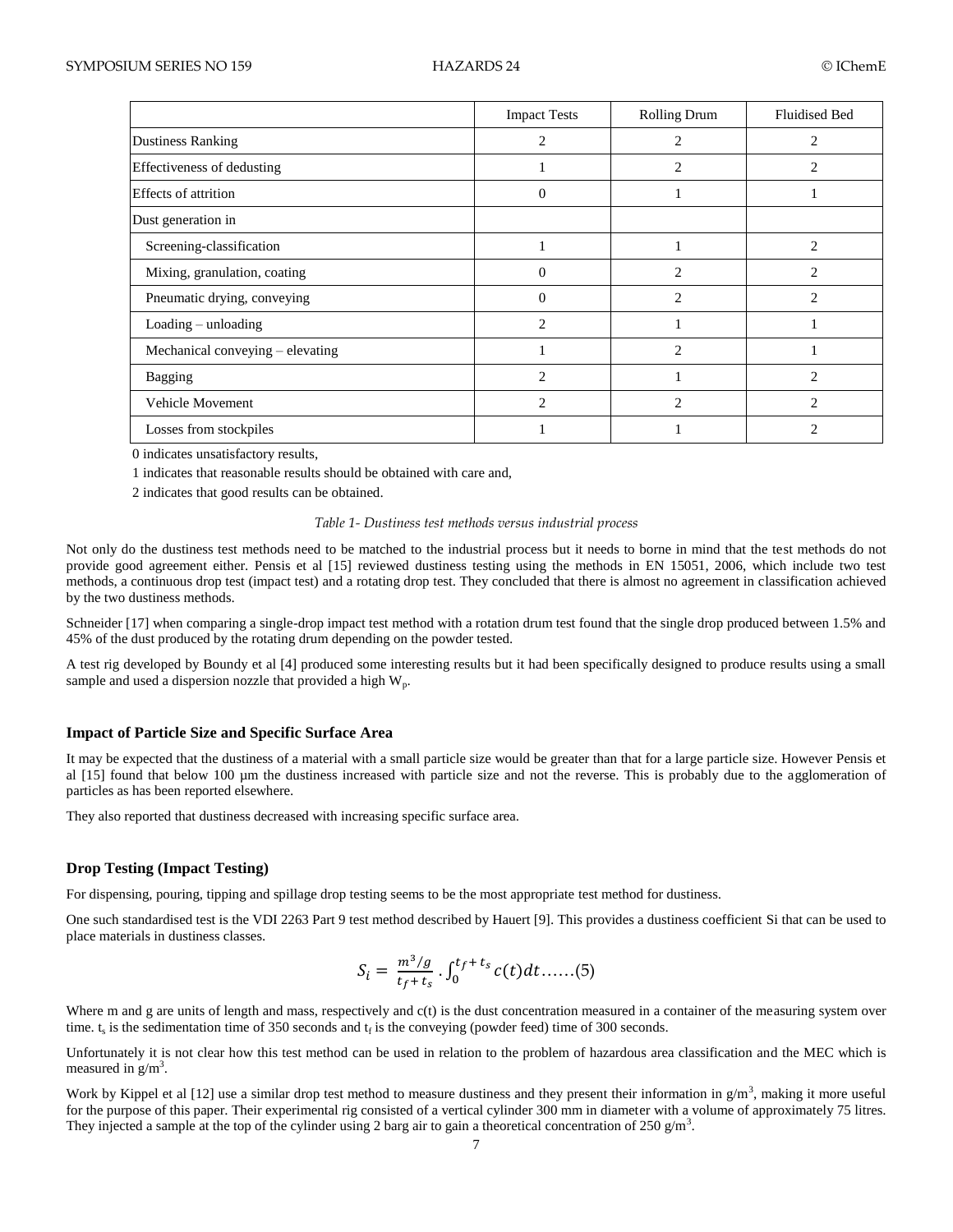| | Impact Tests | Rolling Drum | Fluidised Bed |
|---|---|---|---|
| Dustiness Ranking | 2 | 2 | 2 |
| Effectiveness of dedusting | 1 | 2 | 2 |
| Effects of attrition | 0 | 1 | 1 |
| Dust generation in | | | |
| Screening-classification | 1 | 1 | 2 |
| Mixing, granulation, coating | 0 | 2 | 2 |
| Pneumatic drying, conveying | 0 | 2 | 2 |
| Loading – unloading | 2 | 1 | 1 |
| Mechanical conveying – elevating | 1 | 2 | 1 |
| Bagging | 2 | 1 | 2 |
| Vehicle Movement | 2 | 2 | 2 |
| Losses from stockpiles | 1 | 1 | 2 |

0 indicates unsatisfactory results,

1 indicates that reasonable results should be obtained with care and,

2 indicates that good results can be obtained.

*Table 1- Dustiness test methods versus industrial process*

Not only do the dustiness test methods need to be matched to the industrial process but it needs to borne in mind that the test methods do not provide good agreement either. Pensis et al [15] reviewed dustiness testing using the methods in EN 15051, 2006, which include two test methods, a continuous drop test (impact test) and a rotating drop test. They concluded that there is almost no agreement in classification achieved by the two dustiness methods.

Schneider [17] when comparing a single-drop impact test method with a rotation drum test found that the single drop produced between 1.5% and 45% of the dust produced by the rotating drum depending on the powder tested.

A test rig developed by Boundy et al [4] produced some interesting results but it had been specifically designed to produce results using a small sample and used a dispersion nozzle that provided a high $W_p$.

### Impact of Particle Size and Specific Surface Area

It may be expected that the dustiness of a material with a small particle size would be greater than that for a large particle size. However Pensis et al [15] found that below 100 µm the dustiness increased with particle size and not the reverse. This is probably due to the agglomeration of particles as has been reported elsewhere.

They also reported that dustiness decreased with increasing specific surface area.

### Drop Testing (Impact Testing)

For dispensing, pouring, tipping and spillage drop testing seems to be the most appropriate test method for dustiness.

One such standardised test is the VDI 2263 Part 9 test method described by Hauert [9]. This provides a dustiness coefficient Si that can be used to place materials in dustiness classes.

$$S_i = \frac{m^3/g}{t_f + t_s} \cdot \int_0^{t_f + t_s} c(t)dt \text{......(5)}$$

Where m and g are units of length and mass, respectively and c(t) is the dust concentration measured in a container of the measuring system over time. $t_s$ is the sedimentation time of 350 seconds and $t_f$ is the conveying (powder feed) time of 300 seconds.

Unfortunately it is not clear how this test method can be used in relation to the problem of hazardous area classification and the MEC which is measured in $g/m^3$.

Work by Kippel et al [12] use a similar drop test method to measure dustiness and they present their information in $g/m^3$, making it more useful for the purpose of this paper. Their experimental rig consisted of a vertical cylinder 300 mm in diameter with a volume of approximately 75 litres. They injected a sample at the top of the cylinder using 2 barg air to gain a theoretical concentration of 250 $g/m^3$.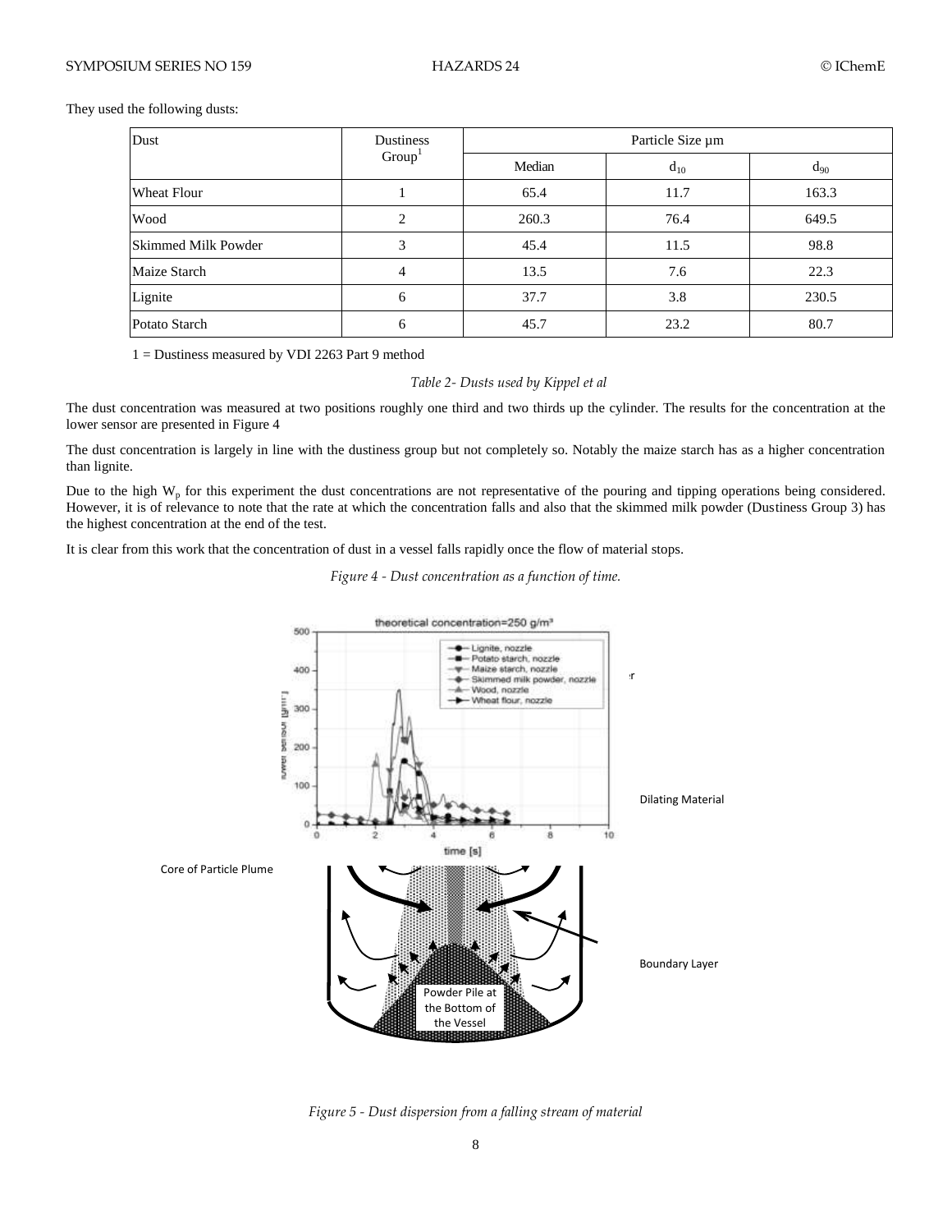They used the following dusts:

| Dust | Dustiness Group[1] | Particle Size µm | | |
|---|---|---|---|---|
| | | Median | $d_{10}$ | $d_{90}$ |
| Wheat Flour | 1 | 65.4 | 11.7 | 163.3 |
| Wood | 2 | 260.3 | 76.4 | 649.5 |
| Skimmed Milk Powder | 3 | 45.4 | 11.5 | 98.8 |
| Maize Starch | 4 | 13.5 | 7.6 | 22.3 |
| Lignite | 6 | 37.7 | 3.8 | 230.5 |
| Potato Starch | 6 | 45.7 | 23.2 | 80.7 |

1 = Dustiness measured by VDI 2263 Part 9 method

*Table 2- Dusts used by Kippel et al*

The dust concentration was measured at two positions roughly one third and two thirds up the cylinder. The results for the concentration at the lower sensor are presented in Figure 4

The dust concentration is largely in line with the dustiness group but not completely so. Notably the maize starch has as a higher concentration than lignite.

Due to the high $W_p$ for this experiment the dust concentrations are not representative of the pouring and tipping operations being considered. However, it is of relevance to note that the rate at which the concentration falls and also that the skimmed milk powder (Dustiness Group 3) has the highest concentration at the end of the test.

It is clear from this work that the concentration of dust in a vessel falls rapidly once the flow of material stops.

*Figure 4 - Dust concentration as a function of time.*

*Figure 5 - Dust dispersion from a falling stream of material*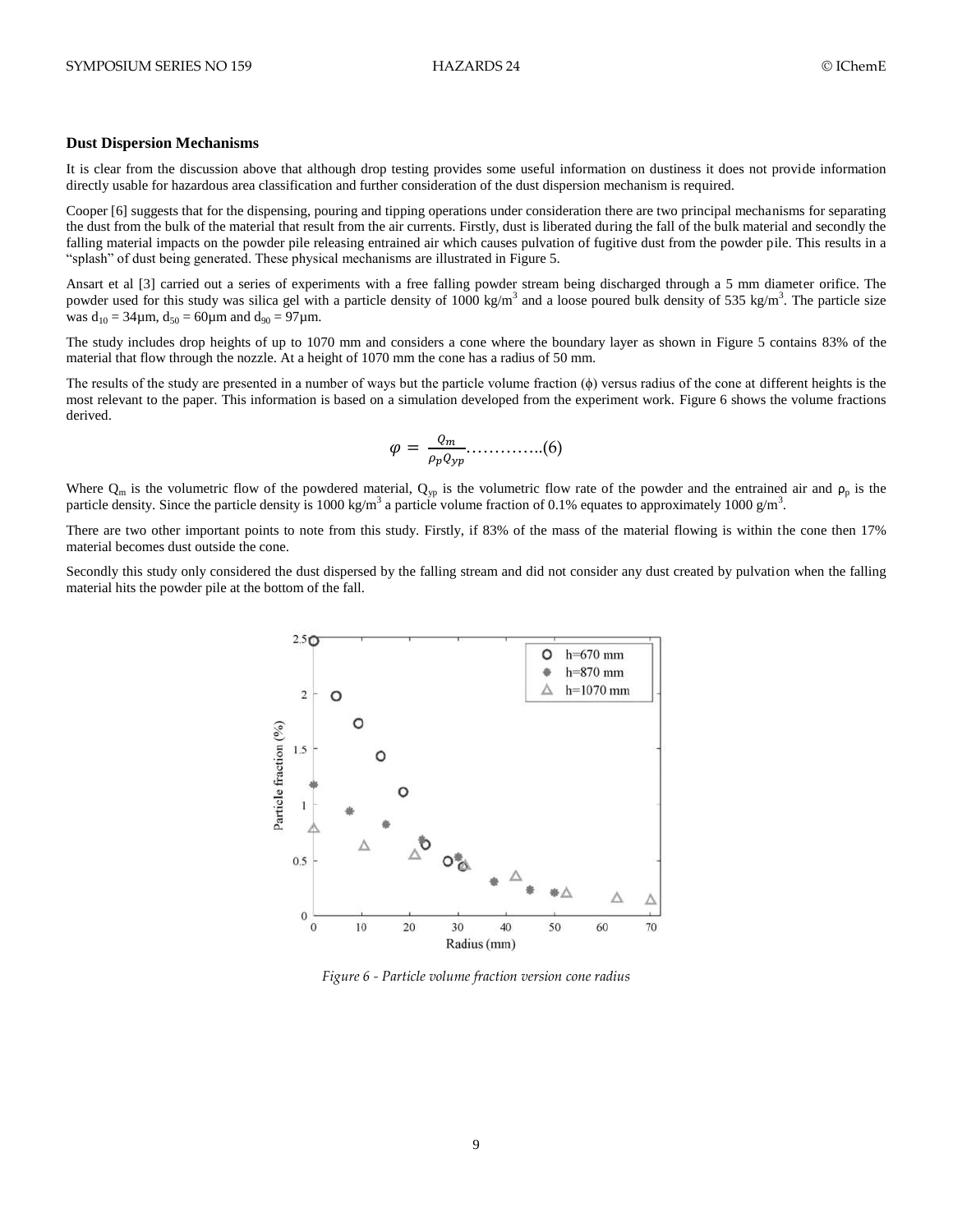### Dust Dispersion Mechanisms

It is clear from the discussion above that although drop testing provides some useful information on dustiness it does not provide information directly usable for hazardous area classification and further consideration of the dust dispersion mechanism is required.

Cooper [6] suggests that for the dispensing, pouring and tipping operations under consideration there are two principal mechanisms for separating the dust from the bulk of the material that result from the air currents. Firstly, dust is liberated during the fall of the bulk material and secondly the falling material impacts on the powder pile releasing entrained air which causes pulvation of fugitive dust from the powder pile. This results in a "splash" of dust being generated. These physical mechanisms are illustrated in Figure 5.

Ansart et al [3] carried out a series of experiments with a free falling powder stream being discharged through a 5 mm diameter orifice. The powder used for this study was silica gel with a particle density of 1000 kg/m$^3$ and a loose poured bulk density of 535 kg/m$^3$. The particle size was $d_{10}$ = 34µm, $d_{50}$ = 60µm and $d_{90}$ = 97µm.

The study includes drop heights of up to 1070 mm and considers a cone where the boundary layer as shown in Figure 5 contains 83% of the material that flow through the nozzle. At a height of 1070 mm the cone has a radius of 50 mm.

The results of the study are presented in a number of ways but the particle volume fraction (ϕ) versus radius of the cone at different heights is the most relevant to the paper. This information is based on a simulation developed from the experiment work. Figure 6 shows the volume fractions derived.

$$\varphi = \frac{Q_m}{\rho_p Q_{yp}} \ldots\ldots\ldots\ldots..(6)$$

Where $Q_m$ is the volumetric flow of the powdered material, $Q_{yp}$ is the volumetric flow rate of the powder and the entrained air and $\rho_p$ is the particle density. Since the particle density is 1000 kg/m$^3$ a particle volume fraction of 0.1% equates to approximately 1000 g/m$^3$.

There are two other important points to note from this study. Firstly, if 83% of the mass of the material flowing is within the cone then 17% material becomes dust outside the cone.

Secondly this study only considered the dust dispersed by the falling stream and did not consider any dust created by pulvation when the falling material hits the powder pile at the bottom of the fall.

*Figure 6 - Particle volume fraction version cone radius*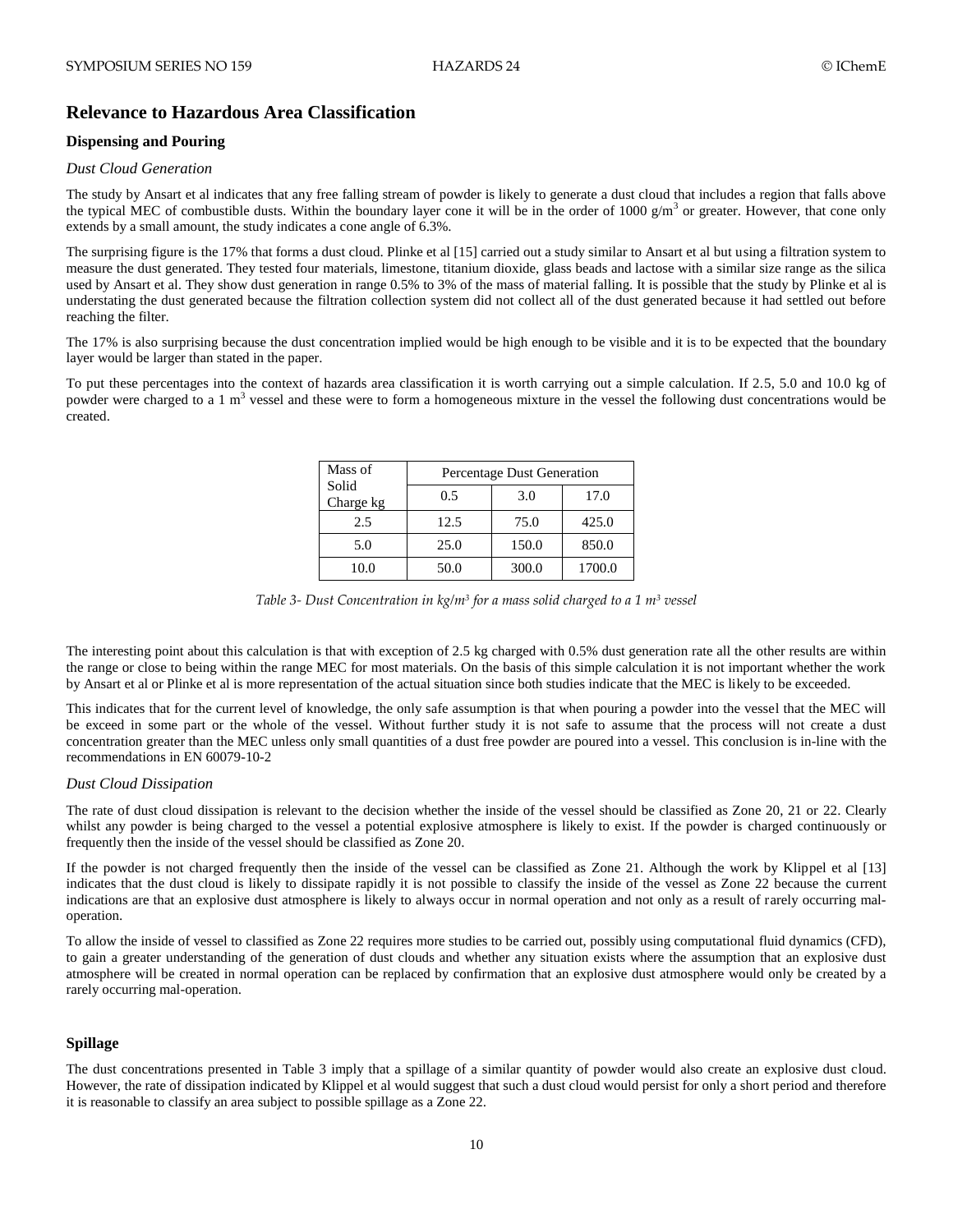## Relevance to Hazardous Area Classification

### Dispensing and Pouring

*Dust Cloud Generation*

The study by Ansart et al indicates that any free falling stream of powder is likely to generate a dust cloud that includes a region that falls above the typical MEC of combustible dusts. Within the boundary layer cone it will be in the order of 1000 g/m$^3$ or greater. However, that cone only extends by a small amount, the study indicates a cone angle of 6.3%.

The surprising figure is the 17% that forms a dust cloud. Plinke et al [15] carried out a study similar to Ansart et al but using a filtration system to measure the dust generated. They tested four materials, limestone, titanium dioxide, glass beads and lactose with a similar size range as the silica used by Ansart et al. They show dust generation in range 0.5% to 3% of the mass of material falling. It is possible that the study by Plinke et al is understating the dust generated because the filtration collection system did not collect all of the dust generated because it had settled out before reaching the filter.

The 17% is also surprising because the dust concentration implied would be high enough to be visible and it is to be expected that the boundary layer would be larger than stated in the paper.

To put these percentages into the context of hazards area classification it is worth carrying out a simple calculation. If 2.5, 5.0 and 10.0 kg of powder were charged to a 1 m$^3$ vessel and these were to form a homogeneous mixture in the vessel the following dust concentrations would be created.

| Mass of Solid Charge kg | Percentage Dust Generation | | |
|---|---|---|---|
| | 0.5 | 3.0 | 17.0 |
| 2.5 | 12.5 | 75.0 | 425.0 |
| 5.0 | 25.0 | 150.0 | 850.0 |
| 10.0 | 50.0 | 300.0 | 1700.0 |

*Table 3- Dust Concentration in kg/m³ for a mass solid charged to a 1 m³ vessel*

The interesting point about this calculation is that with exception of 2.5 kg charged with 0.5% dust generation rate all the other results are within the range or close to being within the range MEC for most materials. On the basis of this simple calculation it is not important whether the work by Ansart et al or Plinke et al is more representation of the actual situation since both studies indicate that the MEC is likely to be exceeded.

This indicates that for the current level of knowledge, the only safe assumption is that when pouring a powder into the vessel that the MEC will be exceed in some part or the whole of the vessel. Without further study it is not safe to assume that the process will not create a dust concentration greater than the MEC unless only small quantities of a dust free powder are poured into a vessel. This conclusion is in-line with the recommendations in EN 60079-10-2

*Dust Cloud Dissipation*

The rate of dust cloud dissipation is relevant to the decision whether the inside of the vessel should be classified as Zone 20, 21 or 22. Clearly whilst any powder is being charged to the vessel a potential explosive atmosphere is likely to exist. If the powder is charged continuously or frequently then the inside of the vessel should be classified as Zone 20.

If the powder is not charged frequently then the inside of the vessel can be classified as Zone 21. Although the work by Klippel et al [13] indicates that the dust cloud is likely to dissipate rapidly it is not possible to classify the inside of the vessel as Zone 22 because the current indications are that an explosive dust atmosphere is likely to always occur in normal operation and not only as a result of rarely occurring mal-operation.

To allow the inside of vessel to classified as Zone 22 requires more studies to be carried out, possibly using computational fluid dynamics (CFD), to gain a greater understanding of the generation of dust clouds and whether any situation exists where the assumption that an explosive dust atmosphere will be created in normal operation can be replaced by confirmation that an explosive dust atmosphere would only be created by a rarely occurring mal-operation.

### Spillage

The dust concentrations presented in Table 3 imply that a spillage of a similar quantity of powder would also create an explosive dust cloud. However, the rate of dissipation indicated by Klippel et al would suggest that such a dust cloud would persist for only a short period and therefore it is reasonable to classify an area subject to possible spillage as a Zone 22.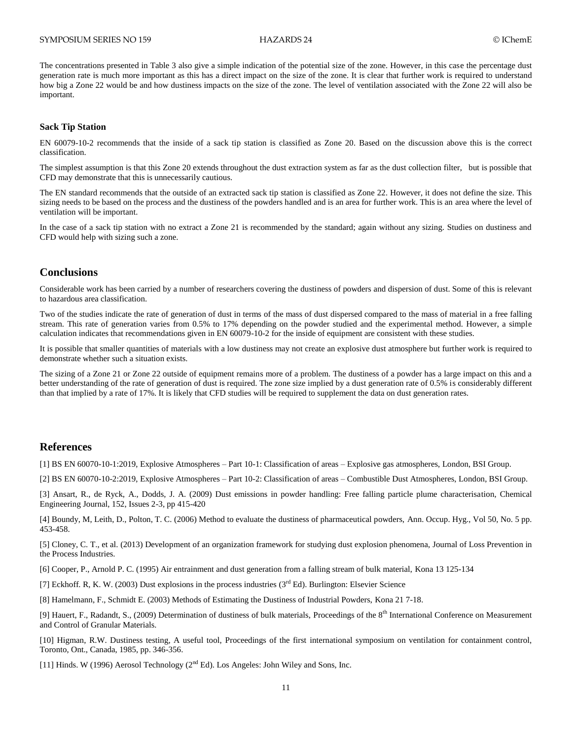The concentrations presented in Table 3 also give a simple indication of the potential size of the zone. However, in this case the percentage dust generation rate is much more important as this has a direct impact on the size of the zone. It is clear that further work is required to understand how big a Zone 22 would be and how dustiness impacts on the size of the zone. The level of ventilation associated with the Zone 22 will also be important.

### Sack Tip Station

EN 60079-10-2 recommends that the inside of a sack tip station is classified as Zone 20. Based on the discussion above this is the correct classification.

The simplest assumption is that this Zone 20 extends throughout the dust extraction system as far as the dust collection filter, but is possible that CFD may demonstrate that this is unnecessarily cautious.

The EN standard recommends that the outside of an extracted sack tip station is classified as Zone 22. However, it does not define the size. This sizing needs to be based on the process and the dustiness of the powders handled and is an area for further work. This is an area where the level of ventilation will be important.

In the case of a sack tip station with no extract a Zone 21 is recommended by the standard; again without any sizing. Studies on dustiness and CFD would help with sizing such a zone.

## Conclusions

Considerable work has been carried by a number of researchers covering the dustiness of powders and dispersion of dust. Some of this is relevant to hazardous area classification.

Two of the studies indicate the rate of generation of dust in terms of the mass of dust dispersed compared to the mass of material in a free falling stream. This rate of generation varies from 0.5% to 17% depending on the powder studied and the experimental method. However, a simple calculation indicates that recommendations given in EN 60079-10-2 for the inside of equipment are consistent with these studies.

It is possible that smaller quantities of materials with a low dustiness may not create an explosive dust atmosphere but further work is required to demonstrate whether such a situation exists.

The sizing of a Zone 21 or Zone 22 outside of equipment remains more of a problem. The dustiness of a powder has a large impact on this and a better understanding of the rate of generation of dust is required. The zone size implied by a dust generation rate of 0.5% is considerably different than that implied by a rate of 17%. It is likely that CFD studies will be required to supplement the data on dust generation rates.

## References

[1] BS EN 60070-10-1:2019, Explosive Atmospheres – Part 10-1: Classification of areas – Explosive gas atmospheres, London, BSI Group.

[2] BS EN 60070-10-2:2019, Explosive Atmospheres – Part 10-2: Classification of areas – Combustible Dust Atmospheres, London, BSI Group.

[3] Ansart, R., de Ryck, A., Dodds, J. A. (2009) Dust emissions in powder handling: Free falling particle plume characterisation, Chemical Engineering Journal, 152, Issues 2-3, pp 415-420

[4] Boundy, M, Leith, D., Polton, T. C. (2006) Method to evaluate the dustiness of pharmaceutical powders, Ann. Occup. Hyg., Vol 50, No. 5 pp. 453-458.

[5] Cloney, C. T., et al. (2013) Development of an organization framework for studying dust explosion phenomena, Journal of Loss Prevention in the Process Industries.

[6] Cooper, P., Arnold P. C. (1995) Air entrainment and dust generation from a falling stream of bulk material, Kona 13 125-134

[7] Eckhoff. R, K. W. (2003) Dust explosions in the process industries (3rd Ed). Burlington: Elsevier Science

[8] Hamelmann, F., Schmidt E. (2003) Methods of Estimating the Dustiness of Industrial Powders, Kona 21 7-18.

[9] Hauert, F., Radandt, S., (2009) Determination of dustiness of bulk materials, Proceedings of the 8th International Conference on Measurement and Control of Granular Materials.

[10] Higman, R.W. Dustiness testing, A useful tool, Proceedings of the first international symposium on ventilation for containment control, Toronto, Ont., Canada, 1985, pp. 346-356.

[11] Hinds. W (1996) Aerosol Technology (2nd Ed). Los Angeles: John Wiley and Sons, Inc.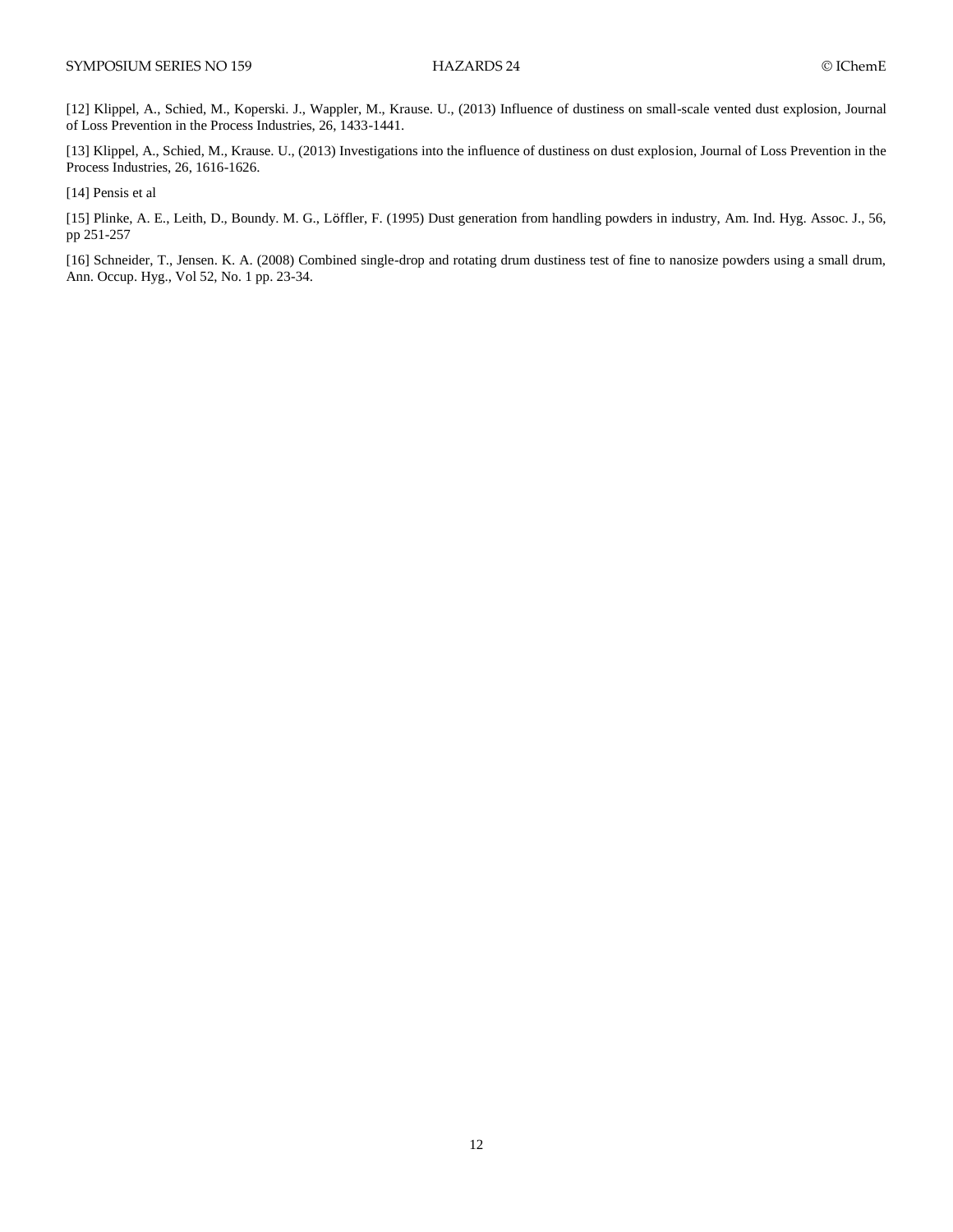[12] Klippel, A., Schied, M., Koperski. J., Wappler, M., Krause. U., (2013) Influence of dustiness on small-scale vented dust explosion, Journal of Loss Prevention in the Process Industries, 26, 1433-1441.

[13] Klippel, A., Schied, M., Krause. U., (2013) Investigations into the influence of dustiness on dust explosion, Journal of Loss Prevention in the Process Industries, 26, 1616-1626.

[14] Pensis et al

[15] Plinke, A. E., Leith, D., Boundy. M. G., Löffler, F. (1995) Dust generation from handling powders in industry, Am. Ind. Hyg. Assoc. J., 56, pp 251-257

[16] Schneider, T., Jensen. K. A. (2008) Combined single-drop and rotating drum dustiness test of fine to nanosize powders using a small drum, Ann. Occup. Hyg., Vol 52, No. 1 pp. 23-34.